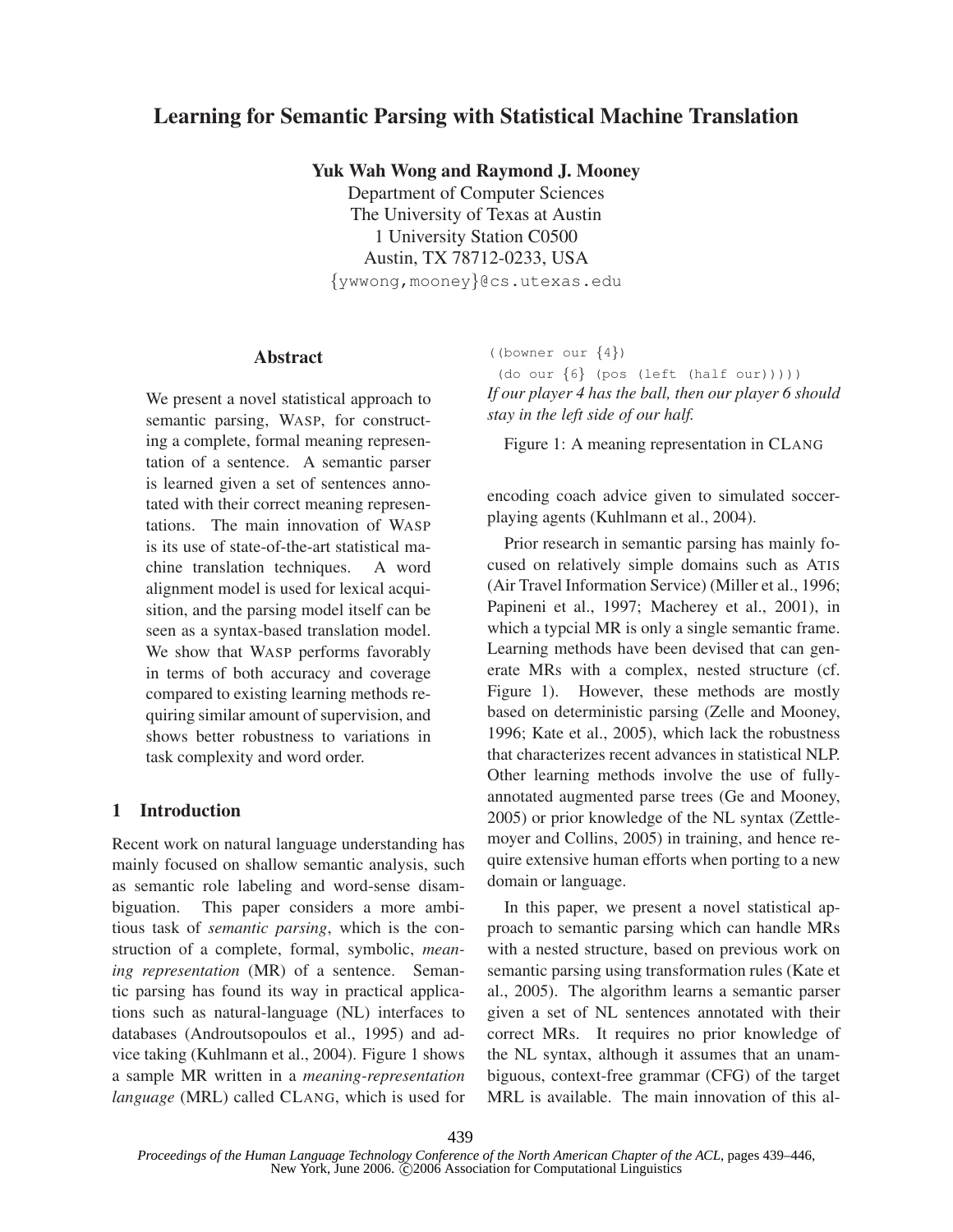# Learning for Semantic Parsing with Statistical Machine Translation

**Yuk Wah Wong and Raymond J. Mooney**

Department of Computer Sciences
The University of Texas at Austin
1 University Station C0500
Austin, TX 78712-0233, USA
{ywwong,mooney}@cs.utexas.edu

## Abstract

We present a novel statistical approach to semantic parsing, WASP, for constructing a complete, formal meaning representation of a sentence. A semantic parser is learned given a set of sentences annotated with their correct meaning representations. The main innovation of WASP is its use of state-of-the-art statistical machine translation techniques. A word alignment model is used for lexical acquisition, and the parsing model itself can be seen as a syntax-based translation model. We show that WASP performs favorably in terms of both accuracy and coverage compared to existing learning methods requiring similar amount of supervision, and shows better robustness to variations in task complexity and word order.

## 1 Introduction

Recent work on natural language understanding has mainly focused on shallow semantic analysis, such as semantic role labeling and word-sense disambiguation. This paper considers a more ambitious task of *semantic parsing*, which is the construction of a complete, formal, symbolic, *meaning representation* (MR) of a sentence. Semantic parsing has found its way in practical applications such as natural-language (NL) interfaces to databases (Androutsopoulos et al., 1995) and advice taking (Kuhlmann et al., 2004). Figure 1 shows a sample MR written in a *meaning-representation language* (MRL) called CLANG, which is used for encoding coach advice given to simulated soccer-playing agents (Kuhlmann et al., 2004).

```
((bowner our {4})
 (do our {6} (pos (left (half our)))))
```

*If our player 4 has the ball, then our player 6 should stay in the left side of our half.*

Figure 1: A meaning representation in CLANG

Prior research in semantic parsing has mainly focused on relatively simple domains such as ATIS (Air Travel Information Service) (Miller et al., 1996; Papineni et al., 1997; Macherey et al., 2001), in which a typcial MR is only a single semantic frame. Learning methods have been devised that can generate MRs with a complex, nested structure (cf. Figure 1). However, these methods are mostly based on deterministic parsing (Zelle and Mooney, 1996; Kate et al., 2005), which lack the robustness that characterizes recent advances in statistical NLP. Other learning methods involve the use of fully-annotated augmented parse trees (Ge and Mooney, 2005) or prior knowledge of the NL syntax (Zettlemoyer and Collins, 2005) in training, and hence require extensive human efforts when porting to a new domain or language.

In this paper, we present a novel statistical approach to semantic parsing which can handle MRs with a nested structure, based on previous work on semantic parsing using transformation rules (Kate et al., 2005). The algorithm learns a semantic parser given a set of NL sentences annotated with their correct MRs. It requires no prior knowledge of the NL syntax, although it assumes that an unambiguous, context-free grammar (CFG) of the target MRL is available. The main innovation of this al-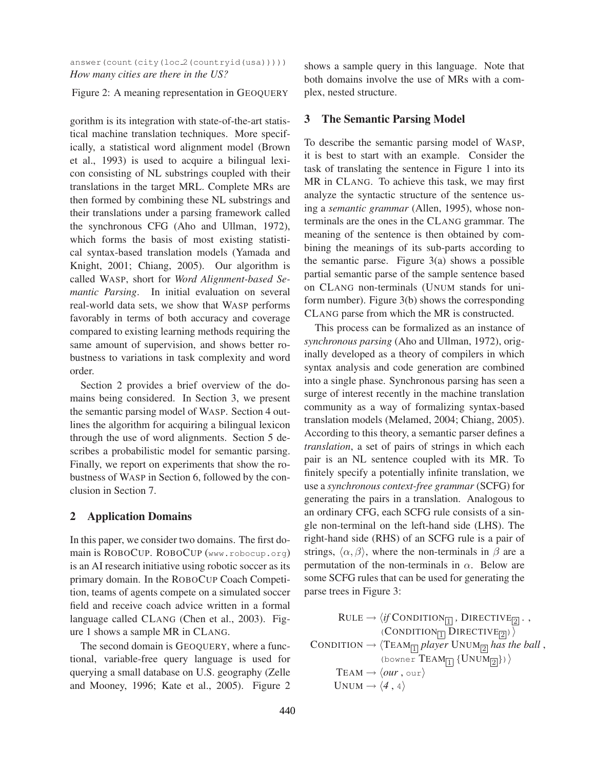```
answer(count(city(loc_2(countryid(usa)))))
```
*How many cities are there in the US?*

Figure 2: A meaning representation in GEOQUERY

gorithm is its integration with state-of-the-art statistical machine translation techniques. More specifically, a statistical word alignment model (Brown et al., 1993) is used to acquire a bilingual lexicon consisting of NL substrings coupled with their translations in the target MRL. Complete MRs are then formed by combining these NL substrings and their translations under a parsing framework called the synchronous CFG (Aho and Ullman, 1972), which forms the basis of most existing statistical syntax-based translation models (Yamada and Knight, 2001; Chiang, 2005). Our algorithm is called WASP, short for *Word Alignment-based Semantic Parsing*. In initial evaluation on several real-world data sets, we show that WASP performs favorably in terms of both accuracy and coverage compared to existing learning methods requiring the same amount of supervision, and shows better robustness to variations in task complexity and word order.

Section 2 provides a brief overview of the domains being considered. In Section 3, we present the semantic parsing model of WASP. Section 4 outlines the algorithm for acquiring a bilingual lexicon through the use of word alignments. Section 5 describes a probabilistic model for semantic parsing. Finally, we report on experiments that show the robustness of WASP in Section 6, followed by the conclusion in Section 7.

## 2 Application Domains

In this paper, we consider two domains. The first domain is ROBOCUP. ROBOCUP (`www.robocup.org`) is an AI research initiative using robotic soccer as its primary domain. In the ROBOCUP Coach Competition, teams of agents compete on a simulated soccer field and receive coach advice written in a formal language called CLANG (Chen et al., 2003). Figure 1 shows a sample MR in CLANG.

The second domain is GEOQUERY, where a functional, variable-free query language is used for querying a small database on U.S. geography (Zelle and Mooney, 1996; Kate et al., 2005). Figure 2 shows a sample query in this language. Note that both domains involve the use of MRs with a complex, nested structure.

## 3 The Semantic Parsing Model

To describe the semantic parsing model of WASP, it is best to start with an example. Consider the task of translating the sentence in Figure 1 into its MR in CLANG. To achieve this task, we may first analyze the syntactic structure of the sentence using a *semantic grammar* (Allen, 1995), whose non-terminals are the ones in the CLANG grammar. The meaning of the sentence is then obtained by combining the meanings of its sub-parts according to the semantic parse. Figure 3(a) shows a possible partial semantic parse of the sample sentence based on CLANG non-terminals (UNUM stands for uniform number). Figure 3(b) shows the corresponding CLANG parse from which the MR is constructed.

This process can be formalized as an instance of *synchronous parsing* (Aho and Ullman, 1972), originally developed as a theory of compilers in which syntax analysis and code generation are combined into a single phase. Synchronous parsing has seen a surge of interest recently in the machine translation community as a way of formalizing syntax-based translation models (Melamed, 2004; Chiang, 2005). According to this theory, a semantic parser defines a *translation*, a set of pairs of strings in which each pair is an NL sentence coupled with its MR. To finitely specify a potentially infinite translation, we use a *synchronous context-free grammar* (SCFG) for generating the pairs in a translation. Analogous to an ordinary CFG, each SCFG rule consists of a single non-terminal on the left-hand side (LHS). The right-hand side (RHS) of an SCFG rule is a pair of strings, $\langle \alpha, \beta \rangle$, where the non-terminals in $\beta$ are a permutation of the non-terminals in $\alpha$. Below are some SCFG rules that can be used for generating the parse trees in Figure 3:

$$
\begin{aligned}
\text{RULE} &\rightarrow \langle \textit{if } \text{CONDITION}_{\boxed{1}} \text{ , DIRECTIVE}_{\boxed{2}} \text{ . ,} \\
&\qquad \texttt{(}\text{CONDITION}_{\boxed{1}} \text{ DIRECTIVE}_{\boxed{2}}\texttt{)} \rangle \\
\text{CONDITION} &\rightarrow \langle \text{TEAM}_{\boxed{1}} \textit{ player } \text{UNUM}_{\boxed{2}} \textit{ has the ball} \text{ ,} \\
&\qquad \texttt{(bowner } \text{TEAM}_{\boxed{1}} \texttt{ \{}\text{UNUM}_{\boxed{2}}\texttt{\})} \rangle \\
\text{TEAM} &\rightarrow \langle \textit{our} \text{ , } \texttt{our} \rangle \\
\text{UNUM} &\rightarrow \langle \textit{4} \text{ , } \texttt{4} \rangle
\end{aligned}
$$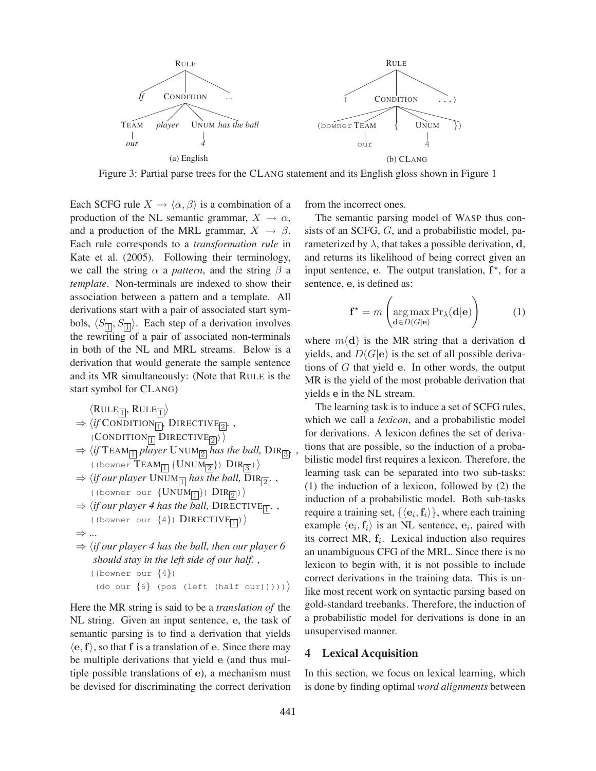Figure 3: Partial parse trees for the CLANG statement and its English gloss shown in Figure 1

Each SCFG rule $X \rightarrow \langle \alpha, \beta \rangle$ is a combination of a production of the NL semantic grammar, $X \rightarrow \alpha$, and a production of the MRL grammar, $X \rightarrow \beta$. Each rule corresponds to a *transformation rule* in Kate et al. (2005). Following their terminology, we call the string $\alpha$ a *pattern*, and the string $\beta$ a *template*. Non-terminals are indexed to show their association between a pattern and a template. All derivations start with a pair of associated start symbols, $\langle S_{\boxed{1}}, S_{\boxed{1}} \rangle$. Each step of a derivation involves the rewriting of a pair of associated non-terminals in both of the NL and MRL streams. Below is a derivation that would generate the sample sentence and its MR simultaneously: (Note that RULE is the start symbol for CLANG)

$\langle$RULE$_{\boxed{1}}$, RULE$_{\boxed{1}}\rangle$
$\Rightarrow \langle$*if* CONDITION$_{\boxed{1}}$, DIRECTIVE$_{\boxed{2}}$. ,
`(`CONDITION$_{\boxed{1}}$ DIRECTIVE$_{\boxed{2}}$`)` $\rangle$
$\Rightarrow \langle$*if* TEAM$_{\boxed{1}}$ *player* UNUM$_{\boxed{2}}$ *has the ball,* DIR$_{\boxed{3}}$. ,
`((bowner` TEAM$_{\boxed{1}}$ `{`UNUM$_{\boxed{2}}$`})` DIR$_{\boxed{3}}$`)` $\rangle$
$\Rightarrow \langle$*if our player* UNUM$_{\boxed{1}}$ *has the ball,* DIR$_{\boxed{2}}$. ,
`((bowner our {`UNUM$_{\boxed{1}}$`})` DIR$_{\boxed{2}}$`)` $\rangle$
$\Rightarrow \langle$*if our player 4 has the ball,* DIRECTIVE$_{\boxed{1}}$. ,
`((bowner our {4})` DIRECTIVE$_{\boxed{1}}$`)` $\rangle$
$\Rightarrow$ ...
$\Rightarrow \langle$*if our player 4 has the ball, then our player 6 should stay in the left side of our half.* ,
`((bowner our {4})`
`(do our {6} (pos (left (half our)))))` $\rangle$

Here the MR string is said to be a *translation of* the NL string. Given an input sentence, $\mathbf{e}$, the task of semantic parsing is to find a derivation that yields $\langle \mathbf{e}, \mathbf{f} \rangle$, so that $\mathbf{f}$ is a translation of $\mathbf{e}$. Since there may be multiple derivations that yield $\mathbf{e}$ (and thus multiple possible translations of $\mathbf{e}$), a mechanism must be devised for discriminating the correct derivation from the incorrect ones.

The semantic parsing model of WASP thus consists of an SCFG, $G$, and a probabilistic model, parameterized by $\lambda$, that takes a possible derivation, $\mathbf{d}$, and returns its likelihood of being correct given an input sentence, $\mathbf{e}$. The output translation, $\mathbf{f}^\star$, for a sentence, $\mathbf{e}$, is defined as:

$$\mathbf{f}^\star = m \left( \arg\max_{\mathbf{d} \in D(G|\mathbf{e})} \Pr_\lambda(\mathbf{d}|\mathbf{e}) \right) \quad (1)$$

where $m(\mathbf{d})$ is the MR string that a derivation $\mathbf{d}$ yields, and $D(G|\mathbf{e})$ is the set of all possible derivations of $G$ that yield $\mathbf{e}$. In other words, the output MR is the yield of the most probable derivation that yields $\mathbf{e}$ in the NL stream.

The learning task is to induce a set of SCFG rules, which we call a *lexicon*, and a probabilistic model for derivations. A lexicon defines the set of derivations that are possible, so the induction of a probabilistic model first requires a lexicon. Therefore, the learning task can be separated into two sub-tasks: (1) the induction of a lexicon, followed by (2) the induction of a probabilistic model. Both sub-tasks require a training set, $\{\langle \mathbf{e}_i, \mathbf{f}_i \rangle\}$, where each training example $\langle \mathbf{e}_i, \mathbf{f}_i \rangle$ is an NL sentence, $\mathbf{e}_i$, paired with its correct MR, $\mathbf{f}_i$. Lexical induction also requires an unambiguous CFG of the MRL. Since there is no lexicon to begin with, it is not possible to include correct derivations in the training data. This is unlike most recent work on syntactic parsing based on gold-standard treebanks. Therefore, the induction of a probabilistic model for derivations is done in an unsupervised manner.

## 4 Lexical Acquisition

In this section, we focus on lexical learning, which is done by finding optimal *word alignments* between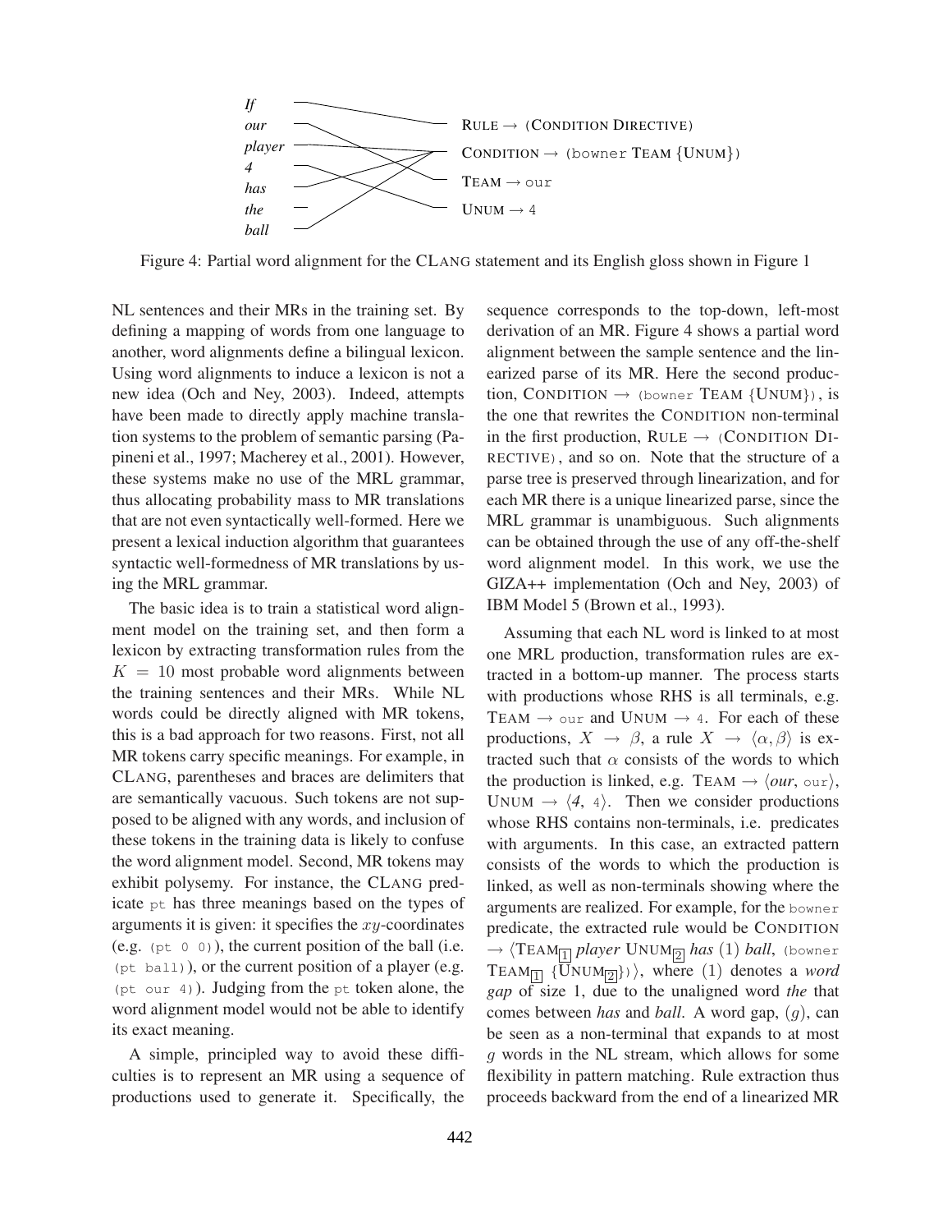If
our
player
4
has
the
ball

RULE → (CONDITION DIRECTIVE)
CONDITION → (bowner TEAM {UNUM})
TEAM → our
UNUM → 4

Figure 4: Partial word alignment for the CLANG statement and its English gloss shown in Figure 1

NL sentences and their MRs in the training set. By defining a mapping of words from one language to another, word alignments define a bilingual lexicon. Using word alignments to induce a lexicon is not a new idea (Och and Ney, 2003). Indeed, attempts have been made to directly apply machine translation systems to the problem of semantic parsing (Papineni et al., 1997; Macherey et al., 2001). However, these systems make no use of the MRL grammar, thus allocating probability mass to MR translations that are not even syntactically well-formed. Here we present a lexical induction algorithm that guarantees syntactic well-formedness of MR translations by using the MRL grammar.

The basic idea is to train a statistical word alignment model on the training set, and then form a lexicon by extracting transformation rules from the $K = 10$ most probable word alignments between the training sentences and their MRs. While NL words could be directly aligned with MR tokens, this is a bad approach for two reasons. First, not all MR tokens carry specific meanings. For example, in CLANG, parentheses and braces are delimiters that are semantically vacuous. Such tokens are not supposed to be aligned with any words, and inclusion of these tokens in the training data is likely to confuse the word alignment model. Second, MR tokens may exhibit polysemy. For instance, the CLANG predicate `pt` has three meanings based on the types of arguments it is given: it specifies the $xy$-coordinates (e.g. `(pt 0 0)`), the current position of the ball (i.e. `(pt ball)`), or the current position of a player (e.g. `(pt our 4)`). Judging from the `pt` token alone, the word alignment model would not be able to identify its exact meaning.

A simple, principled way to avoid these difficulties is to represent an MR using a sequence of productions used to generate it. Specifically, the sequence corresponds to the top-down, left-most derivation of an MR. Figure 4 shows a partial word alignment between the sample sentence and the linearized parse of its MR. Here the second production, CONDITION → `(bowner` TEAM {UNUM}`)`, is the one that rewrites the CONDITION non-terminal in the first production, RULE → `(`CONDITION DIRECTIVE`)`, and so on. Note that the structure of a parse tree is preserved through linearization, and for each MR there is a unique linearized parse, since the MRL grammar is unambiguous. Such alignments can be obtained through the use of any off-the-shelf word alignment model. In this work, we use the GIZA++ implementation (Och and Ney, 2003) of IBM Model 5 (Brown et al., 1993).

Assuming that each NL word is linked to at most one MRL production, transformation rules are extracted in a bottom-up manner. The process starts with productions whose RHS is all terminals, e.g. TEAM → `our` and UNUM → `4`. For each of these productions, $X \rightarrow \beta$, a rule $X \rightarrow \langle \alpha, \beta \rangle$ is extracted such that $\alpha$ consists of the words to which the production is linked, e.g. TEAM → ⟨*our*, `our`⟩, UNUM → ⟨*4*, `4`⟩. Then we consider productions whose RHS contains non-terminals, i.e. predicates with arguments. In this case, an extracted pattern consists of the words to which the production is linked, as well as non-terminals showing where the arguments are realized. For example, for the `bowner` predicate, the extracted rule would be CONDITION → ⟨TEAM$_{\boxed{1}}$ *player* UNUM$_{\boxed{2}}$ *has* (1) *ball*, `(bowner` TEAM$_{\boxed{1}}$ {UNUM$_{\boxed{2}}$}`)`⟩, where (1) denotes a *word gap* of size 1, due to the unaligned word *the* that comes between *has* and *ball*. A word gap, $(g)$, can be seen as a non-terminal that expands to at most $g$ words in the NL stream, which allows for some flexibility in pattern matching. Rule extraction thus proceeds backward from the end of a linearized MR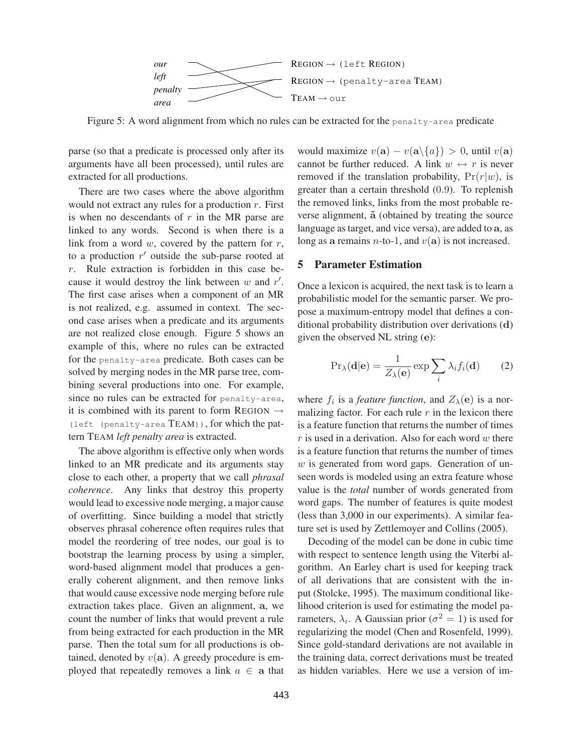our — REGION → (left REGION)
left — REGION → (penalty-area TEAM)
penalty — TEAM → our
area

Figure 5: A word alignment from which no rules can be extracted for the penalty-area predicate

parse (so that a predicate is processed only after its arguments have all been processed), until rules are extracted for all productions.

There are two cases where the above algorithm would not extract any rules for a production $r$. First is when no descendants of $r$ in the MR parse are linked to any words. Second is when there is a link from a word $w$, covered by the pattern for $r$, to a production $r'$ outside the sub-parse rooted at $r$. Rule extraction is forbidden in this case because it would destroy the link between $w$ and $r'$. The first case arises when a component of an MR is not realized, e.g. assumed in context. The second case arises when a predicate and its arguments are not realized close enough. Figure 5 shows an example of this, where no rules can be extracted for the penalty-area predicate. Both cases can be solved by merging nodes in the MR parse tree, combining several productions into one. For example, since no rules can be extracted for penalty-area, it is combined with its parent to form REGION → (left (penalty-area TEAM)), for which the pattern TEAM *left penalty area* is extracted.

The above algorithm is effective only when words linked to an MR predicate and its arguments stay close to each other, a property that we call *phrasal coherence*. Any links that destroy this property would lead to excessive node merging, a major cause of overfitting. Since building a model that strictly observes phrasal coherence often requires rules that model the reordering of tree nodes, our goal is to bootstrap the learning process by using a simpler, word-based alignment model that produces a generally coherent alignment, and then remove links that would cause excessive node merging before rule extraction takes place. Given an alignment, $\mathbf{a}$, we count the number of links that would prevent a rule from being extracted for each production in the MR parse. Then the total sum for all productions is obtained, denoted by $v(\mathbf{a})$. A greedy procedure is employed that repeatedly removes a link $a \in \mathbf{a}$ that would maximize $v(\mathbf{a}) - v(\mathbf{a} \backslash \{a\}) > 0$, until $v(\mathbf{a})$ cannot be further reduced. A link $w \leftrightarrow r$ is never removed if the translation probability, $\Pr(r|w)$, is greater than a certain threshold (0.9). To replenish the removed links, links from the most probable reverse alignment, $\tilde{\mathbf{a}}$ (obtained by treating the source language as target, and vice versa), are added to $\mathbf{a}$, as long as $\mathbf{a}$ remains $n$-to-1, and $v(\mathbf{a})$ is not increased.

## 5 Parameter Estimation

Once a lexicon is acquired, the next task is to learn a probabilistic model for the semantic parser. We propose a maximum-entropy model that defines a conditional probability distribution over derivations ($\mathbf{d}$) given the observed NL string ($\mathbf{e}$):

$$\Pr_{\lambda}(\mathbf{d}|\mathbf{e}) = \frac{1}{Z_{\lambda}(\mathbf{e})} \exp \sum_i \lambda_i f_i(\mathbf{d}) \qquad (2)$$

where $f_i$ is a *feature function*, and $Z_{\lambda}(\mathbf{e})$ is a normalizing factor. For each rule $r$ in the lexicon there is a feature function that returns the number of times $r$ is used in a derivation. Also for each word $w$ there is a feature function that returns the number of times $w$ is generated from word gaps. Generation of unseen words is modeled using an extra feature whose value is the *total* number of words generated from word gaps. The number of features is quite modest (less than 3,000 in our experiments). A similar feature set is used by Zettlemoyer and Collins (2005).

Decoding of the model can be done in cubic time with respect to sentence length using the Viterbi algorithm. An Earley chart is used for keeping track of all derivations that are consistent with the input (Stolcke, 1995). The maximum conditional likelihood criterion is used for estimating the model parameters, $\lambda_i$. A Gaussian prior ($\sigma^2 = 1$) is used for regularizing the model (Chen and Rosenfeld, 1999). Since gold-standard derivations are not available in the training data, correct derivations must be treated as hidden variables. Here we use a version of im-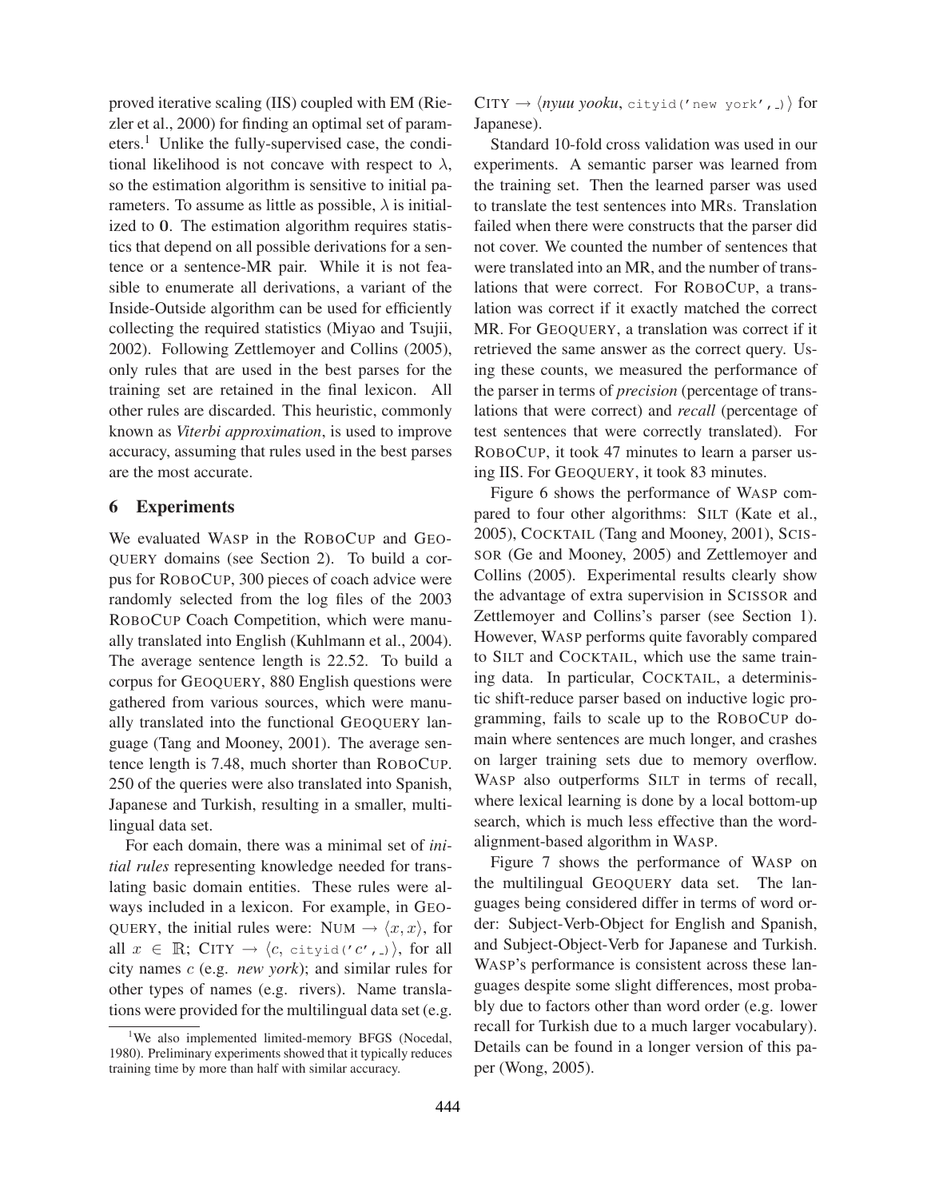proved iterative scaling (IIS) coupled with EM (Riezler et al., 2000) for finding an optimal set of parameters.[1] Unlike the fully-supervised case, the conditional likelihood is not concave with respect to $\lambda$, so the estimation algorithm is sensitive to initial parameters. To assume as little as possible, $\lambda$ is initialized to $\mathbf{0}$. The estimation algorithm requires statistics that depend on all possible derivations for a sentence or a sentence-MR pair. While it is not feasible to enumerate all derivations, a variant of the Inside-Outside algorithm can be used for efficiently collecting the required statistics (Miyao and Tsujii, 2002). Following Zettlemoyer and Collins (2005), only rules that are used in the best parses for the training set are retained in the final lexicon. All other rules are discarded. This heuristic, commonly known as *Viterbi approximation*, is used to improve accuracy, assuming that rules used in the best parses are the most accurate.

## 6 Experiments

We evaluated WASP in the ROBOCUP and GEOQUERY domains (see Section 2). To build a corpus for ROBOCUP, 300 pieces of coach advice were randomly selected from the log files of the 2003 ROBOCUP Coach Competition, which were manually translated into English (Kuhlmann et al., 2004). The average sentence length is 22.52. To build a corpus for GEOQUERY, 880 English questions were gathered from various sources, which were manually translated into the functional GEOQUERY language (Tang and Mooney, 2001). The average sentence length is 7.48, much shorter than ROBOCUP. 250 of the queries were also translated into Spanish, Japanese and Turkish, resulting in a smaller, multilingual data set.

For each domain, there was a minimal set of *initial rules* representing knowledge needed for translating basic domain entities. These rules were always included in a lexicon. For example, in GEOQUERY, the initial rules were: NUM $\rightarrow \langle x, x \rangle$, for all $x \in \mathbb{R}$; CITY $\rightarrow \langle c,$ `cityid('c',_)` $\rangle$, for all city names $c$ (e.g. *new york*); and similar rules for other types of names (e.g. rivers). Name translations were provided for the multilingual data set (e.g. CITY $\rightarrow \langle$ *nyuu yooku*, `cityid('new york',_)` $\rangle$ for Japanese).

Standard 10-fold cross validation was used in our experiments. A semantic parser was learned from the training set. Then the learned parser was used to translate the test sentences into MRs. Translation failed when there were constructs that the parser did not cover. We counted the number of sentences that were translated into an MR, and the number of translations that were correct. For ROBOCUP, a translation was correct if it exactly matched the correct MR. For GEOQUERY, a translation was correct if it retrieved the same answer as the correct query. Using these counts, we measured the performance of the parser in terms of *precision* (percentage of translations that were correct) and *recall* (percentage of test sentences that were correctly translated). For ROBOCUP, it took 47 minutes to learn a parser using IIS. For GEOQUERY, it took 83 minutes.

Figure 6 shows the performance of WASP compared to four other algorithms: SILT (Kate et al., 2005), COCKTAIL (Tang and Mooney, 2001), SCISSOR (Ge and Mooney, 2005) and Zettlemoyer and Collins (2005). Experimental results clearly show the advantage of extra supervision in SCISSOR and Zettlemoyer and Collins's parser (see Section 1). However, WASP performs quite favorably compared to SILT and COCKTAIL, which use the same training data. In particular, COCKTAIL, a deterministic shift-reduce parser based on inductive logic programming, fails to scale up to the ROBOCUP domain where sentences are much longer, and crashes on larger training sets due to memory overflow. WASP also outperforms SILT in terms of recall, where lexical learning is done by a local bottom-up search, which is much less effective than the word-alignment-based algorithm in WASP.

Figure 7 shows the performance of WASP on the multilingual GEOQUERY data set. The languages being considered differ in terms of word order: Subject-Verb-Object for English and Spanish, and Subject-Object-Verb for Japanese and Turkish. WASP's performance is consistent across these languages despite some slight differences, most probably due to factors other than word order (e.g. lower recall for Turkish due to a much larger vocabulary). Details can be found in a longer version of this paper (Wong, 2005).

[1] We also implemented limited-memory BFGS (Nocedal, 1980). Preliminary experiments showed that it typically reduces training time by more than half with similar accuracy.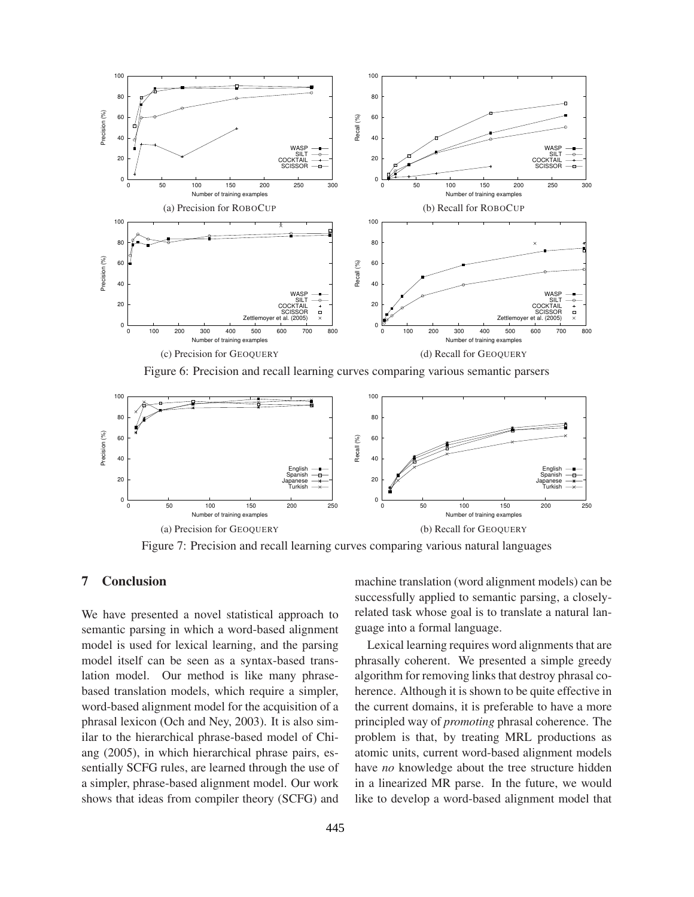(a) Precision for ROBOCUP

(b) Recall for ROBOCUP

(c) Precision for GEOQUERY

(d) Recall for GEOQUERY

Figure 6: Precision and recall learning curves comparing various semantic parsers

(a) Precision for GEOQUERY

(b) Recall for GEOQUERY

Figure 7: Precision and recall learning curves comparing various natural languages

## 7 Conclusion

We have presented a novel statistical approach to semantic parsing in which a word-based alignment model is used for lexical learning, and the parsing model itself can be seen as a syntax-based translation model. Our method is like many phrase-based translation models, which require a simpler, word-based alignment model for the acquisition of a phrasal lexicon (Och and Ney, 2003). It is also similar to the hierarchical phrase-based model of Chiang (2005), in which hierarchical phrase pairs, essentially SCFG rules, are learned through the use of a simpler, phrase-based alignment model. Our work shows that ideas from compiler theory (SCFG) and machine translation (word alignment models) can be successfully applied to semantic parsing, a closely-related task whose goal is to translate a natural language into a formal language.

Lexical learning requires word alignments that are phrasally coherent. We presented a simple greedy algorithm for removing links that destroy phrasal coherence. Although it is shown to be quite effective in the current domains, it is preferable to have a more principled way of *promoting* phrasal coherence. The problem is that, by treating MRL productions as atomic units, current word-based alignment models have *no* knowledge about the tree structure hidden in a linearized MR parse. In the future, we would like to develop a word-based alignment model that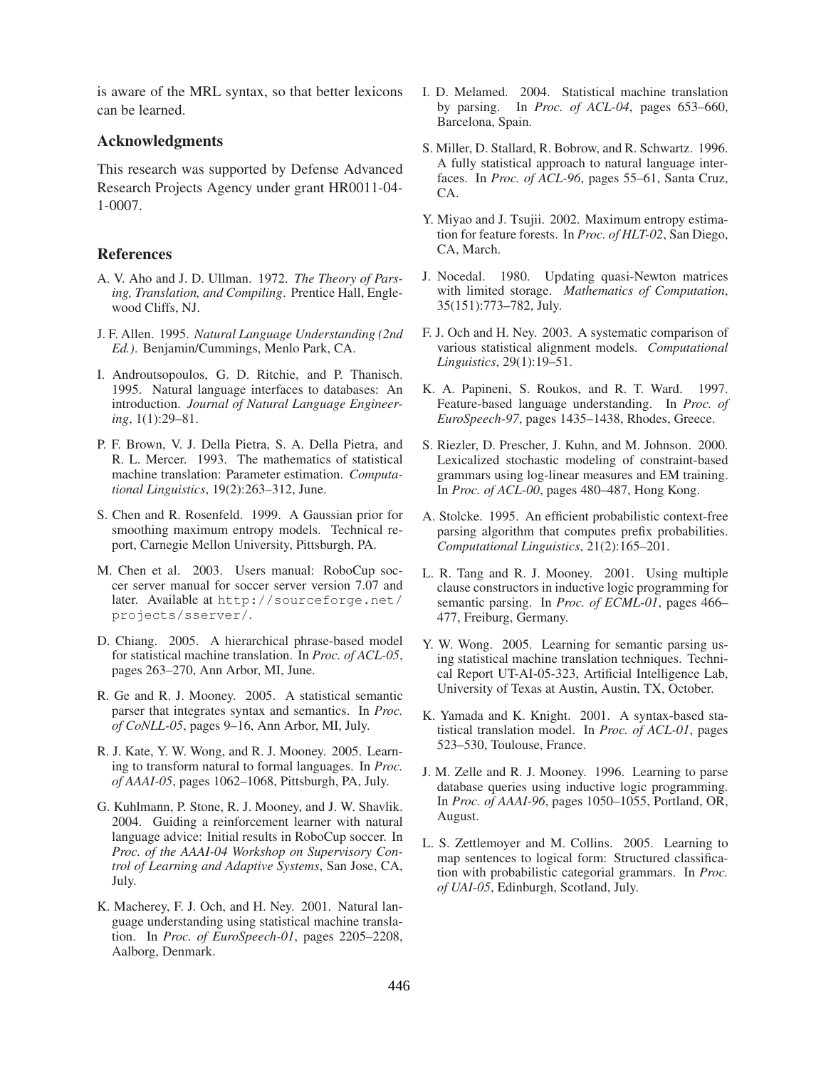is aware of the MRL syntax, so that better lexicons can be learned.

## Acknowledgments

This research was supported by Defense Advanced Research Projects Agency under grant HR0011-04-1-0007.

## References

A. V. Aho and J. D. Ullman. 1972. *The Theory of Parsing, Translation, and Compiling*. Prentice Hall, Englewood Cliffs, NJ.

J. F. Allen. 1995. *Natural Language Understanding (2nd Ed.)*. Benjamin/Cummings, Menlo Park, CA.

I. Androutsopoulos, G. D. Ritchie, and P. Thanisch. 1995. Natural language interfaces to databases: An introduction. *Journal of Natural Language Engineering*, 1(1):29–81.

P. F. Brown, V. J. Della Pietra, S. A. Della Pietra, and R. L. Mercer. 1993. The mathematics of statistical machine translation: Parameter estimation. *Computational Linguistics*, 19(2):263–312, June.

S. Chen and R. Rosenfeld. 1999. A Gaussian prior for smoothing maximum entropy models. Technical report, Carnegie Mellon University, Pittsburgh, PA.

M. Chen et al. 2003. Users manual: RoboCup soccer server manual for soccer server version 7.07 and later. Available at `http://sourceforge.net/projects/sserver/`.

D. Chiang. 2005. A hierarchical phrase-based model for statistical machine translation. In *Proc. of ACL-05*, pages 263–270, Ann Arbor, MI, June.

R. Ge and R. J. Mooney. 2005. A statistical semantic parser that integrates syntax and semantics. In *Proc. of CoNLL-05*, pages 9–16, Ann Arbor, MI, July.

R. J. Kate, Y. W. Wong, and R. J. Mooney. 2005. Learning to transform natural to formal languages. In *Proc. of AAAI-05*, pages 1062–1068, Pittsburgh, PA, July.

G. Kuhlmann, P. Stone, R. J. Mooney, and J. W. Shavlik. 2004. Guiding a reinforcement learner with natural language advice: Initial results in RoboCup soccer. In *Proc. of the AAAI-04 Workshop on Supervisory Control of Learning and Adaptive Systems*, San Jose, CA, July.

K. Macherey, F. J. Och, and H. Ney. 2001. Natural language understanding using statistical machine translation. In *Proc. of EuroSpeech-01*, pages 2205–2208, Aalborg, Denmark.

I. D. Melamed. 2004. Statistical machine translation by parsing. In *Proc. of ACL-04*, pages 653–660, Barcelona, Spain.

S. Miller, D. Stallard, R. Bobrow, and R. Schwartz. 1996. A fully statistical approach to natural language interfaces. In *Proc. of ACL-96*, pages 55–61, Santa Cruz, CA.

Y. Miyao and J. Tsujii. 2002. Maximum entropy estimation for feature forests. In *Proc. of HLT-02*, San Diego, CA, March.

J. Nocedal. 1980. Updating quasi-Newton matrices with limited storage. *Mathematics of Computation*, 35(151):773–782, July.

F. J. Och and H. Ney. 2003. A systematic comparison of various statistical alignment models. *Computational Linguistics*, 29(1):19–51.

K. A. Papineni, S. Roukos, and R. T. Ward. 1997. Feature-based language understanding. In *Proc. of EuroSpeech-97*, pages 1435–1438, Rhodes, Greece.

S. Riezler, D. Prescher, J. Kuhn, and M. Johnson. 2000. Lexicalized stochastic modeling of constraint-based grammars using log-linear measures and EM training. In *Proc. of ACL-00*, pages 480–487, Hong Kong.

A. Stolcke. 1995. An efficient probabilistic context-free parsing algorithm that computes prefix probabilities. *Computational Linguistics*, 21(2):165–201.

L. R. Tang and R. J. Mooney. 2001. Using multiple clause constructors in inductive logic programming for semantic parsing. In *Proc. of ECML-01*, pages 466–477, Freiburg, Germany.

Y. W. Wong. 2005. Learning for semantic parsing using statistical machine translation techniques. Technical Report UT-AI-05-323, Artificial Intelligence Lab, University of Texas at Austin, Austin, TX, October.

K. Yamada and K. Knight. 2001. A syntax-based statistical translation model. In *Proc. of ACL-01*, pages 523–530, Toulouse, France.

J. M. Zelle and R. J. Mooney. 1996. Learning to parse database queries using inductive logic programming. In *Proc. of AAAI-96*, pages 1050–1055, Portland, OR, August.

L. S. Zettlemoyer and M. Collins. 2005. Learning to map sentences to logical form: Structured classification with probabilistic categorial grammars. In *Proc. of UAI-05*, Edinburgh, Scotland, July.